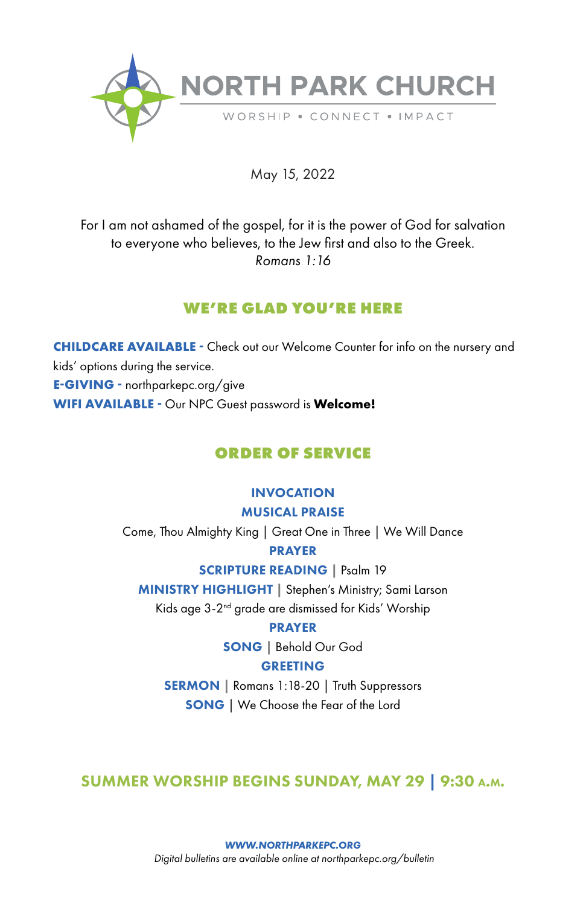# NORTH PARK CHURCH

WORSHIP • CONNECT • IMPACT

May 15, 2022

For I am not ashamed of the gospel, for it is the power of God for salvation to everyone who believes, to the Jew first and also to the Greek.
*Romans 1:16*

## WE'RE GLAD YOU'RE HERE

**CHILDCARE AVAILABLE -** Check out our Welcome Counter for info on the nursery and kids' options during the service.
**E-GIVING -** northparkepc.org/give
**WIFI AVAILABLE -** Our NPC Guest password is **Welcome!**

## ORDER OF SERVICE

**INVOCATION**

**MUSICAL PRAISE**

Come, Thou Almighty King | Great One in Three | We Will Dance

**PRAYER**

**SCRIPTURE READING** | Psalm 19

**MINISTRY HIGHLIGHT** | Stephen's Ministry; Sami Larson

Kids age 3-2nd grade are dismissed for Kids' Worship

**PRAYER**

**SONG** | Behold Our God

**GREETING**

**SERMON** | Romans 1:18-20 | Truth Suppressors

**SONG** | We Choose the Fear of the Lord

## SUMMER WORSHIP BEGINS SUNDAY, MAY 29 | 9:30 A.M.

***WWW.NORTHPARKEPC.ORG***
*Digital bulletins are available online at northparkepc.org/bulletin*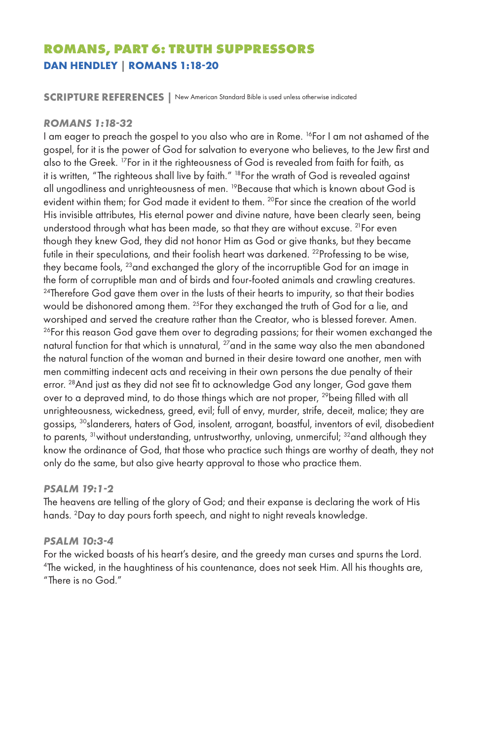# ROMANS, PART 6: TRUTH SUPPRESSORS

## DAN HENDLEY | ROMANS 1:18-20

### SCRIPTURE REFERENCES | New American Standard Bible is used unless otherwise indicated

#### *ROMANS 1:18-32*

I am eager to preach the gospel to you also who are in Rome. [16]For I am not ashamed of the gospel, for it is the power of God for salvation to everyone who believes, to the Jew first and also to the Greek. [17]For in it the righteousness of God is revealed from faith for faith, as it is written, "The righteous shall live by faith." [18]For the wrath of God is revealed against all ungodliness and unrighteousness of men. [19]Because that which is known about God is evident within them; for God made it evident to them. [20]For since the creation of the world His invisible attributes, His eternal power and divine nature, have been clearly seen, being understood through what has been made, so that they are without excuse. [21]For even though they knew God, they did not honor Him as God or give thanks, but they became futile in their speculations, and their foolish heart was darkened. [22]Professing to be wise, they became fools, [23]and exchanged the glory of the incorruptible God for an image in the form of corruptible man and of birds and four-footed animals and crawling creatures. [24]Therefore God gave them over in the lusts of their hearts to impurity, so that their bodies would be dishonored among them. [25]For they exchanged the truth of God for a lie, and worshiped and served the creature rather than the Creator, who is blessed forever. Amen. [26]For this reason God gave them over to degrading passions; for their women exchanged the natural function for that which is unnatural, [27]and in the same way also the men abandoned the natural function of the woman and burned in their desire toward one another, men with men committing indecent acts and receiving in their own persons the due penalty of their error. [28]And just as they did not see fit to acknowledge God any longer, God gave them over to a depraved mind, to do those things which are not proper, [29]being filled with all unrighteousness, wickedness, greed, evil; full of envy, murder, strife, deceit, malice; they are gossips, [30]slanderers, haters of God, insolent, arrogant, boastful, inventors of evil, disobedient to parents, [31]without understanding, untrustworthy, unloving, unmerciful; [32]and although they know the ordinance of God, that those who practice such things are worthy of death, they not only do the same, but also give hearty approval to those who practice them.

#### *PSALM 19:1-2*

The heavens are telling of the glory of God; and their expanse is declaring the work of His hands. [2]Day to day pours forth speech, and night to night reveals knowledge.

#### *PSALM 10:3-4*

For the wicked boasts of his heart's desire, and the greedy man curses and spurns the Lord. [4]The wicked, in the haughtiness of his countenance, does not seek Him. All his thoughts are, "There is no God."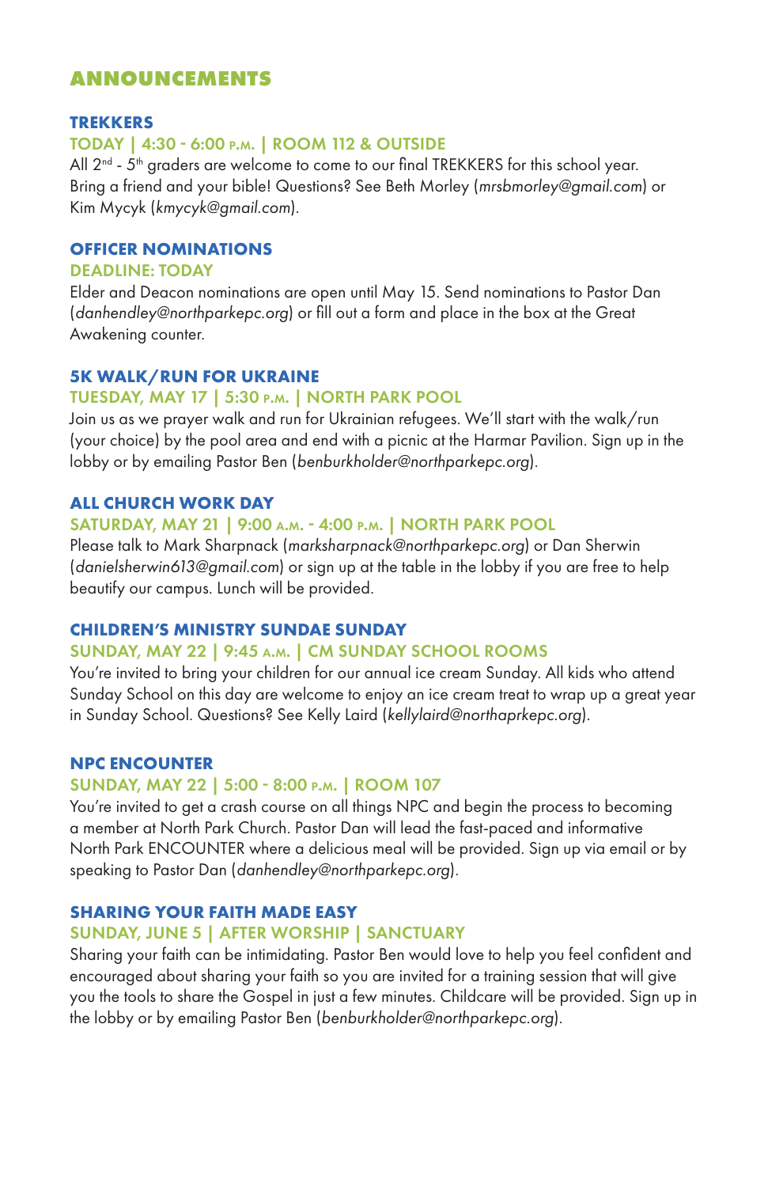# ANNOUNCEMENTS

## TREKKERS

**TODAY | 4:30 - 6:00 P.M. | ROOM 112 & OUTSIDE**

All 2nd - 5th graders are welcome to come to our final TREKKERS for this school year. Bring a friend and your bible! Questions? See Beth Morley (*mrsbmorley@gmail.com*) or Kim Mycyk (*kmycyk@gmail.com*).

## OFFICER NOMINATIONS

**DEADLINE: TODAY**

Elder and Deacon nominations are open until May 15. Send nominations to Pastor Dan (*danhendley@northparkepc.org*) or fill out a form and place in the box at the Great Awakening counter.

## 5K WALK/RUN FOR UKRAINE

**TUESDAY, MAY 17 | 5:30 P.M. | NORTH PARK POOL**

Join us as we prayer walk and run for Ukrainian refugees. We'll start with the walk/run (your choice) by the pool area and end with a picnic at the Harmar Pavilion. Sign up in the lobby or by emailing Pastor Ben (*benburkholder@northparkepc.org*).

## ALL CHURCH WORK DAY

**SATURDAY, MAY 21 | 9:00 A.M. - 4:00 P.M. | NORTH PARK POOL**

Please talk to Mark Sharpnack (*marksharpnack@northparkepc.org*) or Dan Sherwin (*danielsherwin613@gmail.com*) or sign up at the table in the lobby if you are free to help beautify our campus. Lunch will be provided.

## CHILDREN'S MINISTRY SUNDAE SUNDAY

**SUNDAY, MAY 22 | 9:45 A.M. | CM SUNDAY SCHOOL ROOMS**

You're invited to bring your children for our annual ice cream Sunday. All kids who attend Sunday School on this day are welcome to enjoy an ice cream treat to wrap up a great year in Sunday School. Questions? See Kelly Laird (*kellylaird@northaprkepc.org*).

## NPC ENCOUNTER

**SUNDAY, MAY 22 | 5:00 - 8:00 P.M. | ROOM 107**

You're invited to get a crash course on all things NPC and begin the process to becoming a member at North Park Church. Pastor Dan will lead the fast-paced and informative North Park ENCOUNTER where a delicious meal will be provided. Sign up via email or by speaking to Pastor Dan (*danhendley@northparkepc.org*).

## SHARING YOUR FAITH MADE EASY

**SUNDAY, JUNE 5 | AFTER WORSHIP | SANCTUARY**

Sharing your faith can be intimidating. Pastor Ben would love to help you feel confident and encouraged about sharing your faith so you are invited for a training session that will give you the tools to share the Gospel in just a few minutes. Childcare will be provided. Sign up in the lobby or by emailing Pastor Ben (*benburkholder@northparkepc.org*).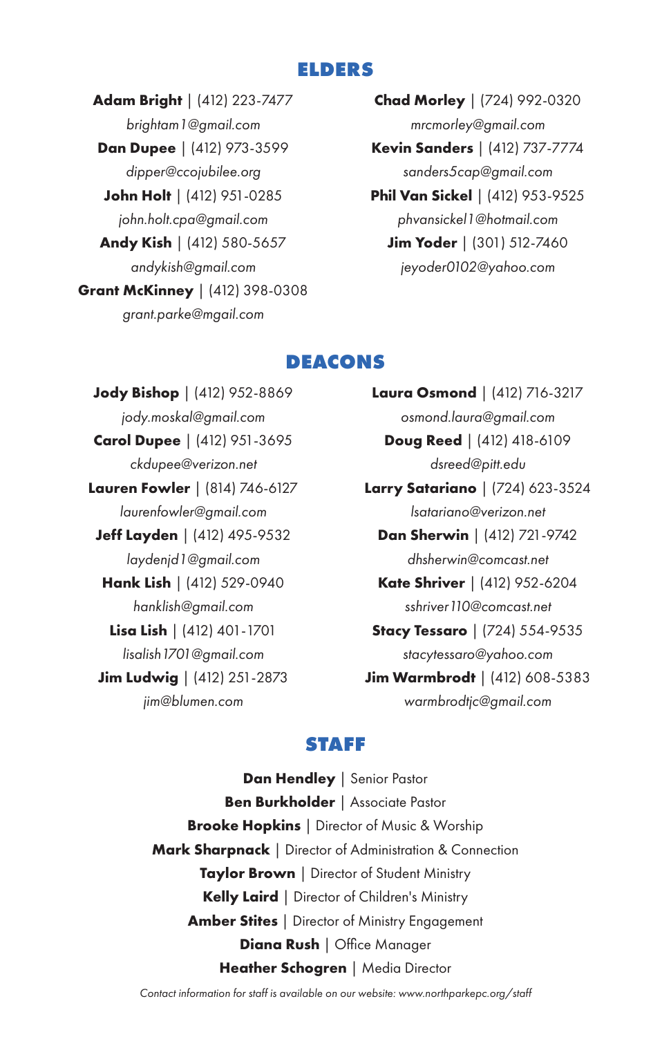## ELDERS

**Adam Bright** | (412) 223-7477
*brightam1@gmail.com*

**Dan Dupee** | (412) 973-3599
*dipper@ccojubilee.org*

**John Holt** | (412) 951-0285
*john.holt.cpa@gmail.com*

**Andy Kish** | (412) 580-5657
*andykish@gmail.com*

**Grant McKinney** | (412) 398-0308
*grant.parke@mgail.com*

**Chad Morley** | (724) 992-0320
*mrcmorley@gmail.com*

**Kevin Sanders** | (412) 737-7774
*sanders5cap@gmail.com*

**Phil Van Sickel** | (412) 953-9525
*phvansickel1@hotmail.com*

**Jim Yoder** | (301) 512-7460
*jeyoder0102@yahoo.com*

## DEACONS

**Jody Bishop** | (412) 952-8869
*jody.moskal@gmail.com*

**Carol Dupee** | (412) 951-3695
*ckdupee@verizon.net*

**Lauren Fowler** | (814) 746-6127
*laurenfowler@gmail.com*

**Jeff Layden** | (412) 495-9532
*laydenjd1@gmail.com*

**Hank Lish** | (412) 529-0940
*hanklish@gmail.com*

**Lisa Lish** | (412) 401-1701
*lisalish1701@gmail.com*

**Jim Ludwig** | (412) 251-2873
*jim@blumen.com*

**Laura Osmond** | (412) 716-3217
*osmond.laura@gmail.com*

**Doug Reed** | (412) 418-6109
*dsreed@pitt.edu*

**Larry Satariano** | (724) 623-3524
*lsatariano@verizon.net*

**Dan Sherwin** | (412) 721-9742
*dhsherwin@comcast.net*

**Kate Shriver** | (412) 952-6204
*sshriver110@comcast.net*

**Stacy Tessaro** | (724) 554-9535
*stacytessaro@yahoo.com*

**Jim Warmbrodt** | (412) 608-5383
*warmbrodtjc@gmail.com*

## STAFF

**Dan Hendley** | Senior Pastor

**Ben Burkholder** | Associate Pastor

**Brooke Hopkins** | Director of Music & Worship

**Mark Sharpnack** | Director of Administration & Connection

**Taylor Brown** | Director of Student Ministry

**Kelly Laird** | Director of Children's Ministry

**Amber Stites** | Director of Ministry Engagement

**Diana Rush** | Office Manager

**Heather Schogren** | Media Director

*Contact information for staff is available on our website: www.northparkepc.org/staff*